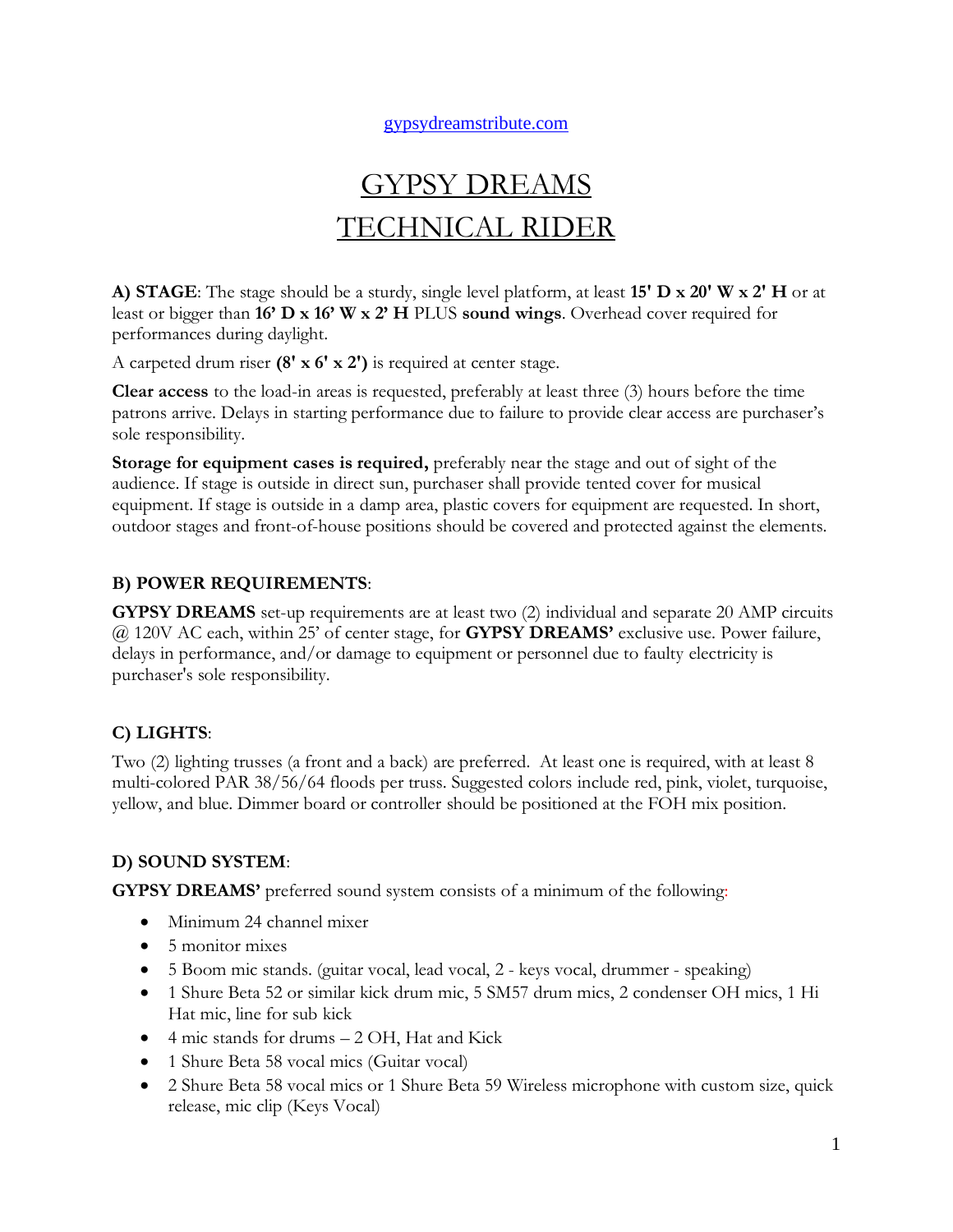gypsydreamstribute.com

# GYPSY DREAMS
# TECHNICAL RIDER

**A) STAGE**: The stage should be a sturdy, single level platform, at least **15' D x 20' W x 2' H** or at least or bigger than **16’ D x 16’ W x 2’ H** PLUS **sound wings**. Overhead cover required for performances during daylight.

A carpeted drum riser **(8' x 6' x 2')** is required at center stage.

**Clear access** to the load-in areas is requested, preferably at least three (3) hours before the time patrons arrive. Delays in starting performance due to failure to provide clear access are purchaser’s sole responsibility.

**Storage for equipment cases is required,** preferably near the stage and out of sight of the audience. If stage is outside in direct sun, purchaser shall provide tented cover for musical equipment. If stage is outside in a damp area, plastic covers for equipment are requested. In short, outdoor stages and front-of-house positions should be covered and protected against the elements.

**B) POWER REQUIREMENTS**:

**GYPSY DREAMS** set-up requirements are at least two (2) individual and separate 20 AMP circuits @ 120V AC each, within 25’ of center stage, for **GYPSY DREAMS’** exclusive use. Power failure, delays in performance, and/or damage to equipment or personnel due to faulty electricity is purchaser's sole responsibility.

**C) LIGHTS**:

Two (2) lighting trusses (a front and a back) are preferred. At least one is required, with at least 8 multi-colored PAR 38/56/64 floods per truss. Suggested colors include red, pink, violet, turquoise, yellow, and blue. Dimmer board or controller should be positioned at the FOH mix position.

**D) SOUND SYSTEM**:

**GYPSY DREAMS’** preferred sound system consists of a minimum of the following:

- Minimum 24 channel mixer
- 5 monitor mixes
- 5 Boom mic stands. (guitar vocal, lead vocal, 2 - keys vocal, drummer - speaking)
- 1 Shure Beta 52 or similar kick drum mic, 5 SM57 drum mics, 2 condenser OH mics, 1 Hi Hat mic, line for sub kick
- 4 mic stands for drums – 2 OH, Hat and Kick
- 1 Shure Beta 58 vocal mics (Guitar vocal)
- 2 Shure Beta 58 vocal mics or 1 Shure Beta 59 Wireless microphone with custom size, quick release, mic clip (Keys Vocal)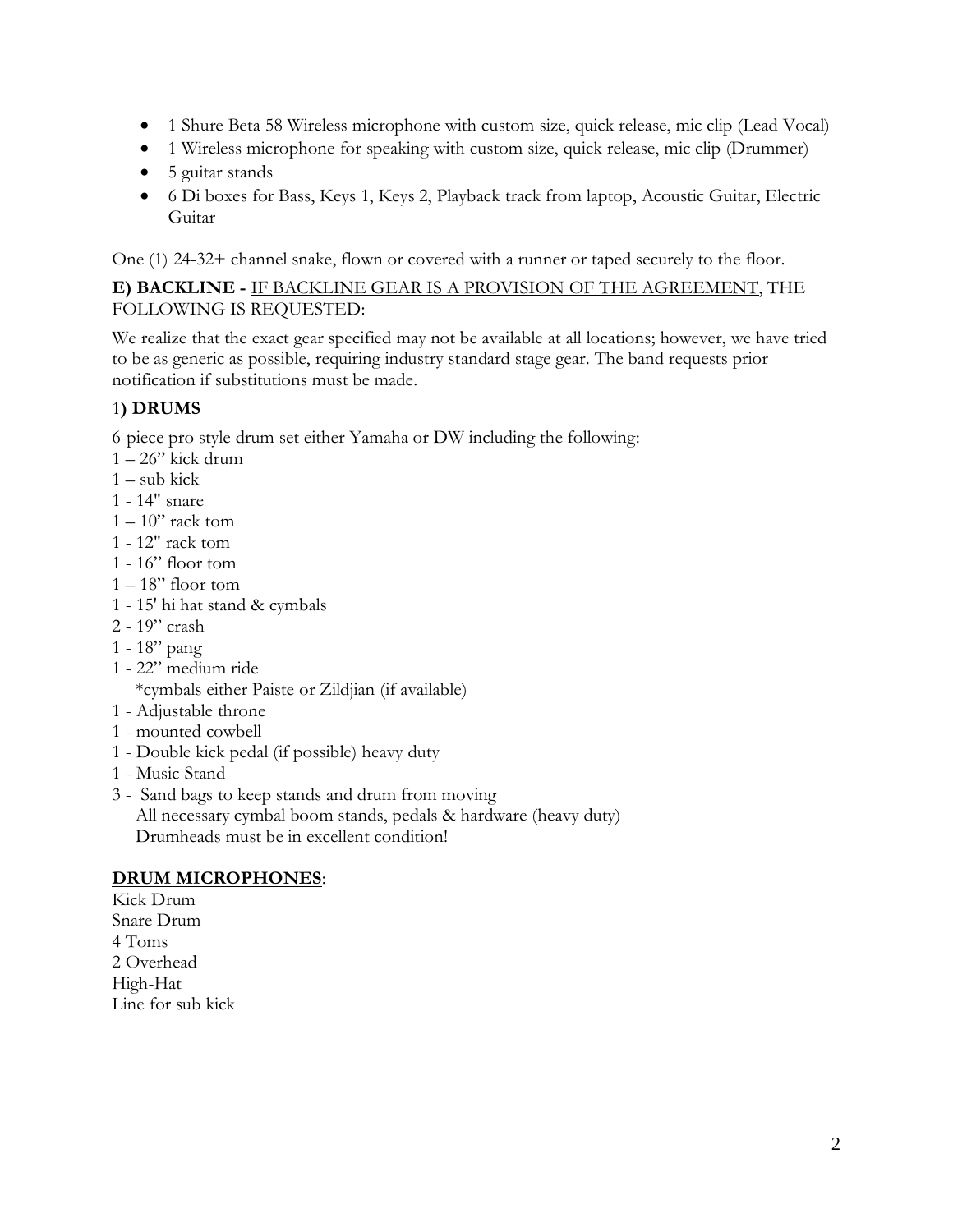- 1 Shure Beta 58 Wireless microphone with custom size, quick release, mic clip (Lead Vocal)
- 1 Wireless microphone for speaking with custom size, quick release, mic clip (Drummer)
- 5 guitar stands
- 6 Di boxes for Bass, Keys 1, Keys 2, Playback track from laptop, Acoustic Guitar, Electric Guitar

One (1) 24-32+ channel snake, flown or covered with a runner or taped securely to the floor.

**E) BACKLINE -** <u>IF BACKLINE GEAR IS A PROVISION OF THE AGREEMENT</u>, THE FOLLOWING IS REQUESTED:

We realize that the exact gear specified may not be available at all locations; however, we have tried to be as generic as possible, requiring industry standard stage gear. The band requests prior notification if substitutions must be made.

### 1**) DRUMS**

6-piece pro style drum set either Yamaha or DW including the following:

1 – 26" kick drum
1 – sub kick
1 - 14" snare
1 – 10" rack tom
1 - 12" rack tom
1 - 16" floor tom
1 – 18" floor tom
1 - 15' hi hat stand & cymbals
2 - 19" crash
1 - 18" pang
1 - 22" medium ride
 *cymbals either Paiste or Zildjian (if available)
1 - Adjustable throne
1 - mounted cowbell
1 - Double kick pedal (if possible) heavy duty
1 - Music Stand
3 - Sand bags to keep stands and drum from moving
 All necessary cymbal boom stands, pedals & hardware (heavy duty)
 Drumheads must be in excellent condition!

**DRUM MICROPHONES**:

Kick Drum
Snare Drum
4 Toms
2 Overhead
High-Hat
Line for sub kick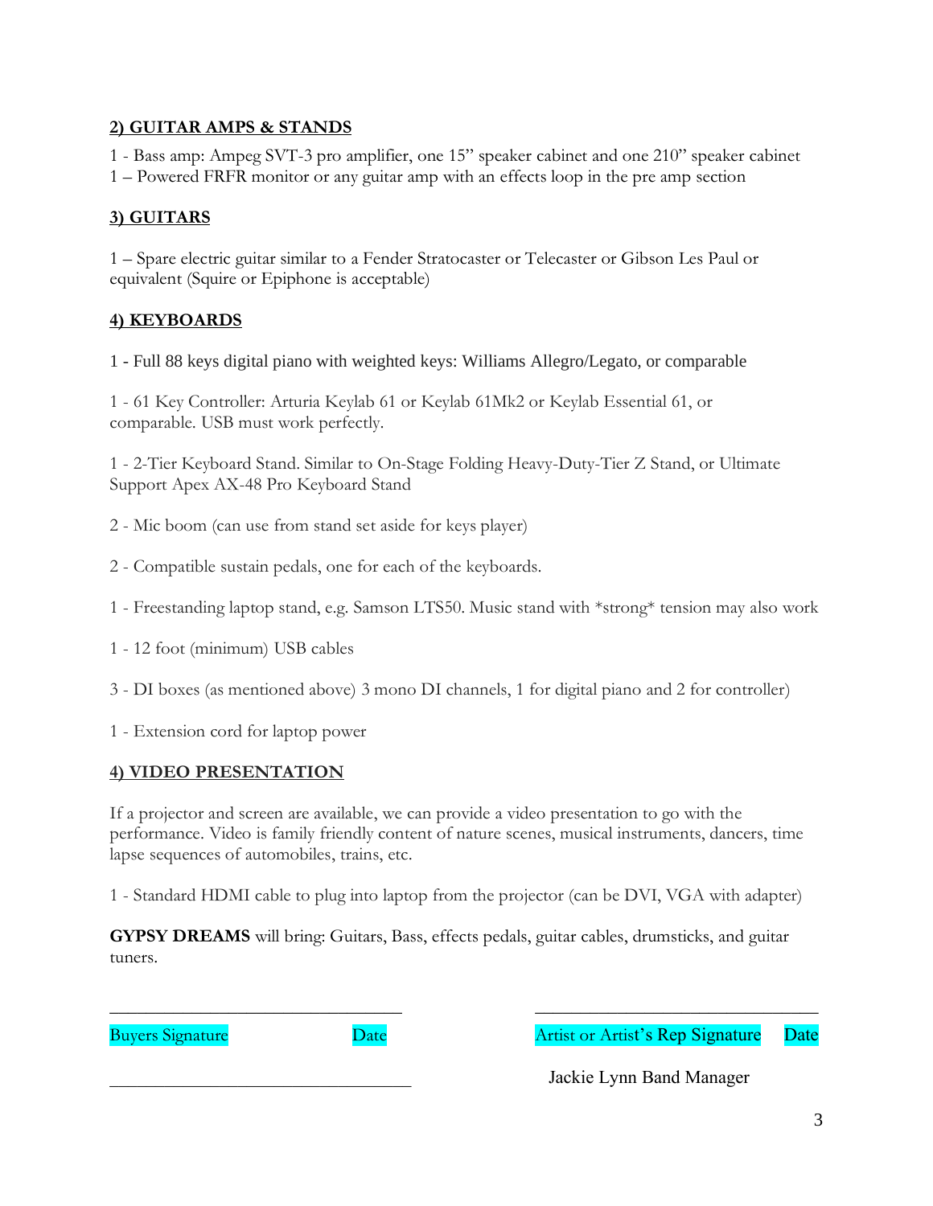## 2) GUITAR AMPS & STANDS

1 - Bass amp: Ampeg SVT-3 pro amplifier, one 15" speaker cabinet and one 210" speaker cabinet
1 – Powered FRFR monitor or any guitar amp with an effects loop in the pre amp section

## 3) GUITARS

1 – Spare electric guitar similar to a Fender Stratocaster or Telecaster or Gibson Les Paul or equivalent (Squire or Epiphone is acceptable)

## 4) KEYBOARDS

1 - Full 88 keys digital piano with weighted keys: Williams Allegro/Legato, or comparable

1 - 61 Key Controller: Arturia Keylab 61 or Keylab 61Mk2 or Keylab Essential 61, or comparable. USB must work perfectly.

1 - 2-Tier Keyboard Stand. Similar to On-Stage Folding Heavy-Duty-Tier Z Stand, or Ultimate Support Apex AX-48 Pro Keyboard Stand

2 - Mic boom (can use from stand set aside for keys player)

2 - Compatible sustain pedals, one for each of the keyboards.

1 - Freestanding laptop stand, e.g. Samson LTS50. Music stand with *strong* tension may also work

1 - 12 foot (minimum) USB cables

3 - DI boxes (as mentioned above) 3 mono DI channels, 1 for digital piano and 2 for controller)

1 - Extension cord for laptop power

## 4) VIDEO PRESENTATION

If a projector and screen are available, we can provide a video presentation to go with the performance. Video is family friendly content of nature scenes, musical instruments, dancers, time lapse sequences of automobiles, trains, etc.

1 - Standard HDMI cable to plug into laptop from the projector (can be DVI, VGA with adapter)

**GYPSY DREAMS** will bring: Guitars, Bass, effects pedals, guitar cables, drumsticks, and guitar tuners.

_______________________________ &nbsp;&nbsp;&nbsp;&nbsp; _______________________________

Buyers Signature &nbsp;&nbsp;&nbsp;&nbsp; Date &nbsp;&nbsp;&nbsp;&nbsp;&nbsp;&nbsp;&nbsp;&nbsp; Artist or Artist's Rep Signature &nbsp;&nbsp;&nbsp;&nbsp; Date

_______________________________ &nbsp;&nbsp;&nbsp;&nbsp; Jackie Lynn Band Manager